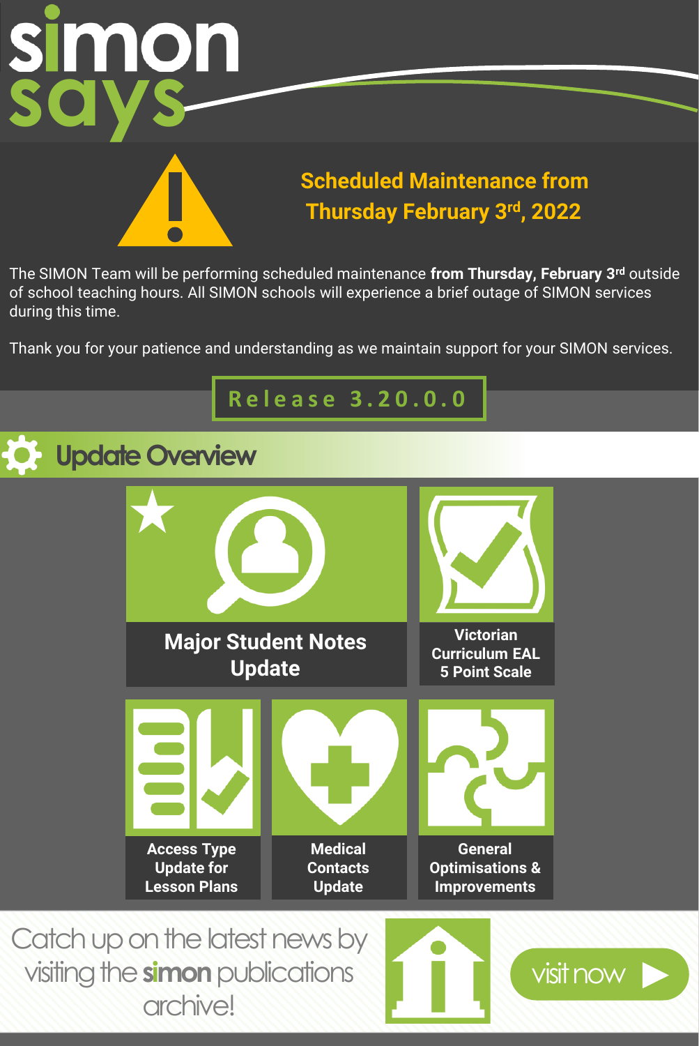# simon says

## Scheduled Maintenance from Thursday February 3rd, 2022

The SIMON Team will be performing scheduled maintenance **from Thursday, February 3rd** outside of school teaching hours. All SIMON schools will experience a brief outage of SIMON services during this time.

Thank you for your patience and understanding as we maintain support for your SIMON services.

**Release 3.20.0.0**

## Update Overview

- Major Student Notes Update
- Victorian Curriculum EAL 5 Point Scale
- Access Type Update for Lesson Plans
- Medical Contacts Update
- General Optimisations & Improvements

Catch up on the latest news by visiting the **simon** publications archive!

visit now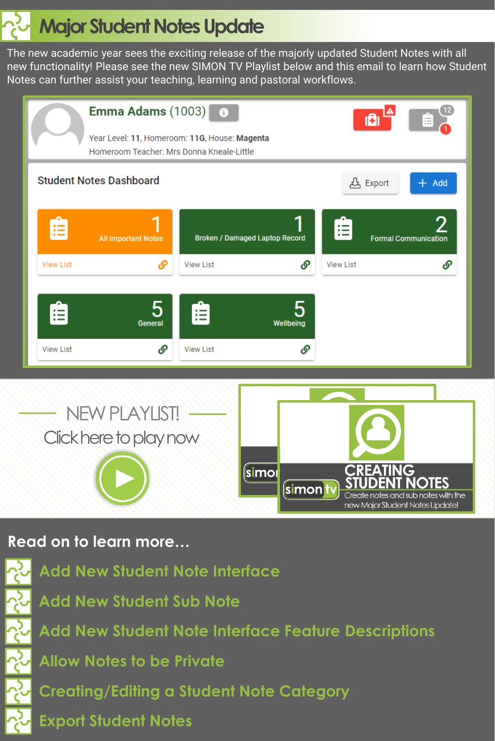# Major Student Notes Update

The new academic year sees the exciting release of the majorly updated Student Notes with all new functionality! Please see the new SIMON TV Playlist below and this email to learn how Student Notes can further assist your teaching, learning and pastoral workflows.

**Emma Adams** (1003)

Year Level: **11**, Homeroom: **11G**, House: **Magenta**
Homeroom Teacher: Mrs Donna Kneale-Little

**Student Notes Dashboard**

Export | + Add

| Count | Category | Link |
|---|---|---|
| 1 | All Important Notes | View List |
| 1 | Broken / Damaged Laptop Record | View List |
| 2 | Formal Communication | View List |
| 5 | General | View List |
| 5 | Wellbeing | View List |

NEW PLAYLIST!
Click here to play now

simon tv
CREATING STUDENT NOTES
Create notes and sub notes with the new Major Student Notes Update!

## Read on to learn more…

- Add New Student Note Interface
- Add New Student Sub Note
- Add New Student Note Interface Feature Descriptions
- Allow Notes to be Private
- Creating/Editing a Student Note Category
- Export Student Notes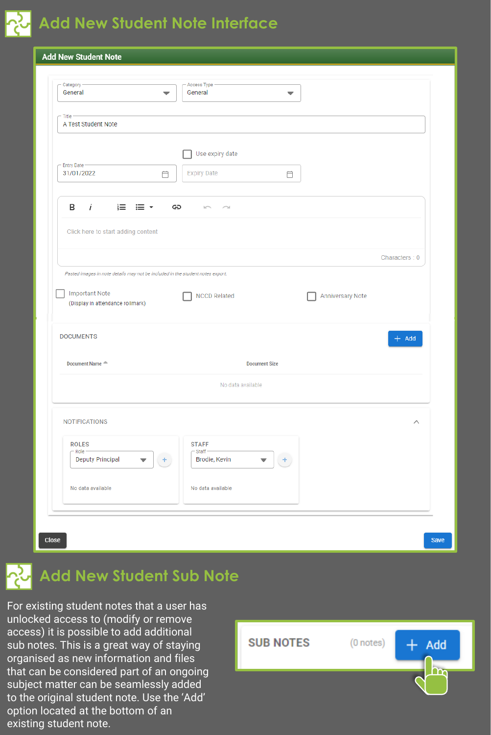# Add New Student Note Interface

**Add New Student Note**

Category: General

Access Type: General

Title: A Test Student Note

Use expiry date

Entry Date: 31/01/2022

Expiry Date

Click here to start adding content

Characters : 0

*Pasted images in note details may not be included in the student notes export.*

Important Note (Display in attendance rollmark)

NCCD Related

Anniversary Note

DOCUMENTS

Add

| Document Name | Document Size |
| --- | --- |
| No data available | |

NOTIFICATIONS

ROLES

Role: Deputy Principal

No data available

STAFF

Staff: Brodie, Kevin

No data available

Close

Save

# Add New Student Sub Note

For existing student notes that a user has unlocked access to (modify or remove access) it is possible to add additional sub notes. This is a great way of staying organised as new information and files that can be considered part of an ongoing subject matter can be seamlessly added to the original student note. Use the 'Add' option located at the bottom of an existing student note.

SUB NOTES (0 notes) Add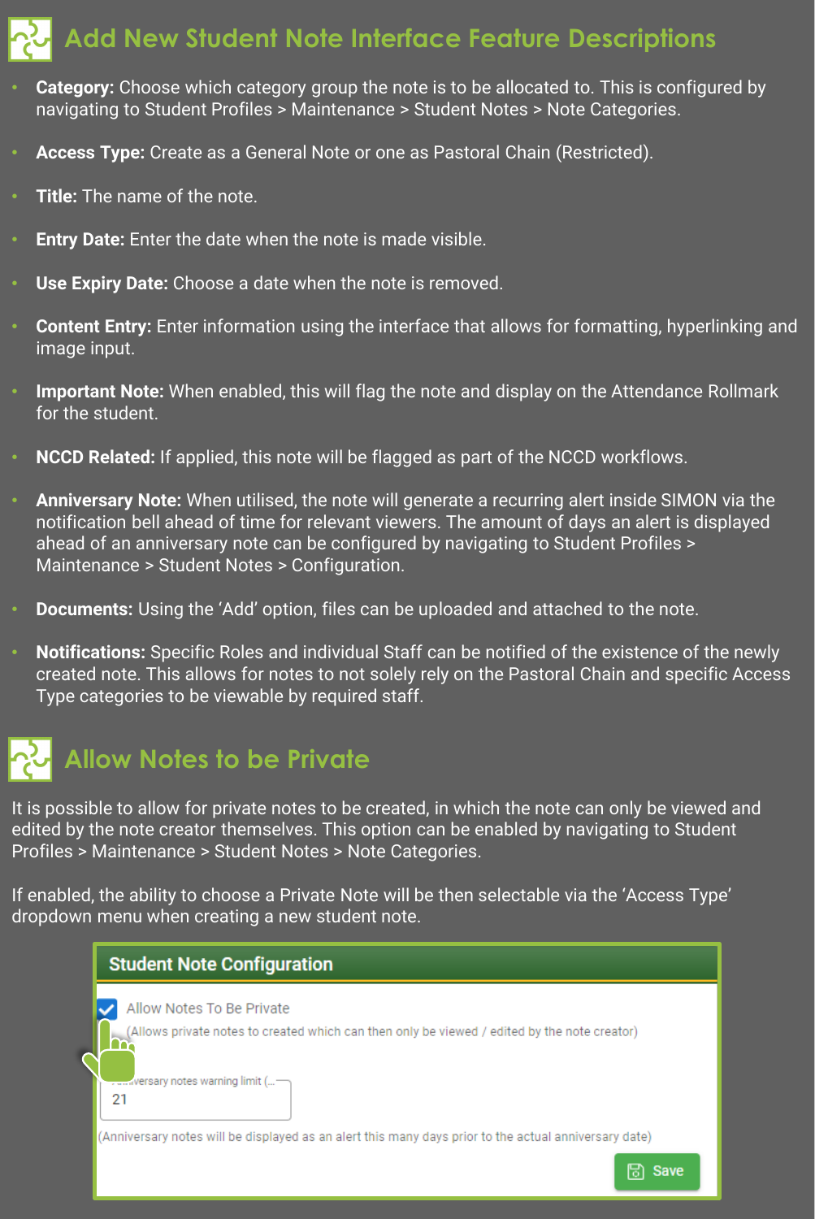## Add New Student Note Interface Feature Descriptions

- **Category:** Choose which category group the note is to be allocated to. This is configured by navigating to Student Profiles > Maintenance > Student Notes > Note Categories.
- **Access Type:** Create as a General Note or one as Pastoral Chain (Restricted).
- **Title:** The name of the note.
- **Entry Date:** Enter the date when the note is made visible.
- **Use Expiry Date:** Choose a date when the note is removed.
- **Content Entry:** Enter information using the interface that allows for formatting, hyperlinking and image input.
- **Important Note:** When enabled, this will flag the note and display on the Attendance Rollmark for the student.
- **NCCD Related:** If applied, this note will be flagged as part of the NCCD workflows.
- **Anniversary Note:** When utilised, the note will generate a recurring alert inside SIMON via the notification bell ahead of time for relevant viewers. The amount of days an alert is displayed ahead of an anniversary note can be configured by navigating to Student Profiles > Maintenance > Student Notes > Configuration.
- **Documents:** Using the 'Add' option, files can be uploaded and attached to the note.
- **Notifications:** Specific Roles and individual Staff can be notified of the existence of the newly created note. This allows for notes to not solely rely on the Pastoral Chain and specific Access Type categories to be viewable by required staff.

## Allow Notes to be Private

It is possible to allow for private notes to be created, in which the note can only be viewed and edited by the note creator themselves. This option can be enabled by navigating to Student Profiles > Maintenance > Student Notes > Note Categories.

If enabled, the ability to choose a Private Note will be then selectable via the 'Access Type' dropdown menu when creating a new student note.

**Student Note Configuration**

- [x] Allow Notes To Be Private
  (Allows private notes to created which can then only be viewed / edited by the note creator)

...versary notes warning limit (...
21

(Anniversary notes will be displayed as an alert this many days prior to the actual anniversary date)

Save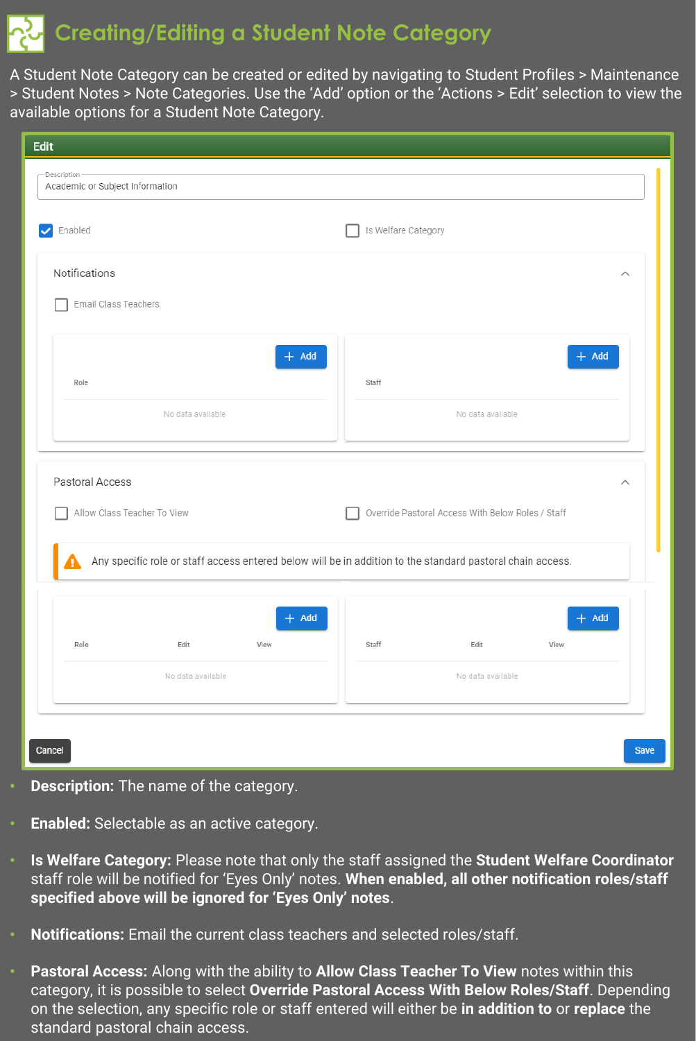# Creating/Editing a Student Note Category

A Student Note Category can be created or edited by navigating to Student Profiles > Maintenance > Student Notes > Note Categories. Use the ‘Add’ option or the ‘Actions > Edit’ selection to view the available options for a Student Note Category.

Edit

Description
Academic or Subject Information

Enabled

Is Welfare Category

Notifications

Email Class Teachers

| Role |
| --- |
| No data available |

| Staff |
| --- |
| No data available |

Pastoral Access

Allow Class Teacher To View

Override Pastoral Access With Below Roles / Staff

Any specific role or staff access entered below will be in addition to the standard pastoral chain access.

| Role | Edit | View |
| --- | --- | --- |
| No data available | | |

| Staff | Edit | View |
| --- | --- | --- |
| No data available | | |

Cancel

Save

- **Description:** The name of the category.
- **Enabled:** Selectable as an active category.
- **Is Welfare Category:** Please note that only the staff assigned the **Student Welfare Coordinator** staff role will be notified for ‘Eyes Only’ notes. **When enabled, all other notification roles/staff specified above will be ignored for ‘Eyes Only’ notes**.
- **Notifications:** Email the current class teachers and selected roles/staff.
- **Pastoral Access:** Along with the ability to **Allow Class Teacher To View** notes within this category, it is possible to select **Override Pastoral Access With Below Roles/Staff**. Depending on the selection, any specific role or staff entered will either be **in addition to** or **replace** the standard pastoral chain access.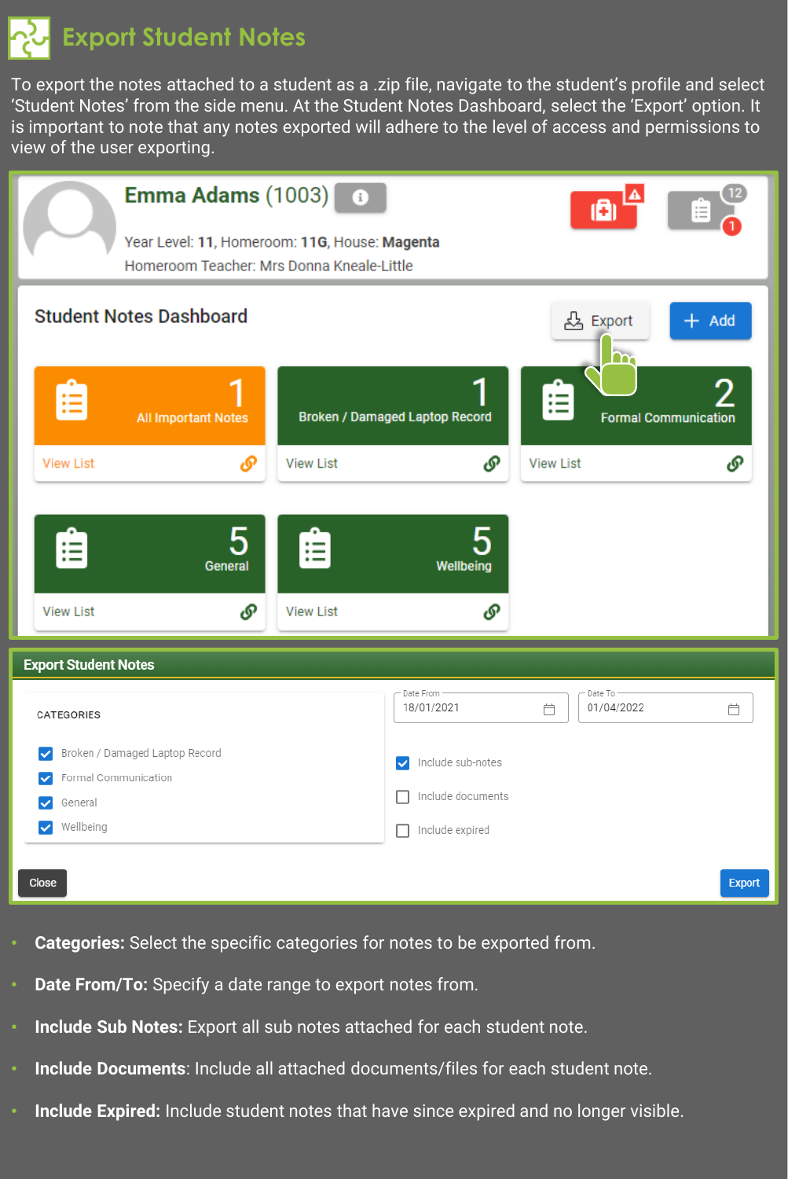# Export Student Notes

To export the notes attached to a student as a .zip file, navigate to the student's profile and select 'Student Notes' from the side menu. At the Student Notes Dashboard, select the 'Export' option. It is important to note that any notes exported will adhere to the level of access and permissions to view of the user exporting.

- **Categories:** Select the specific categories for notes to be exported from.
- **Date From/To:** Specify a date range to export notes from.
- **Include Sub Notes:** Export all sub notes attached for each student note.
- **Include Documents**: Include all attached documents/files for each student note.
- **Include Expired:** Include student notes that have since expired and no longer visible.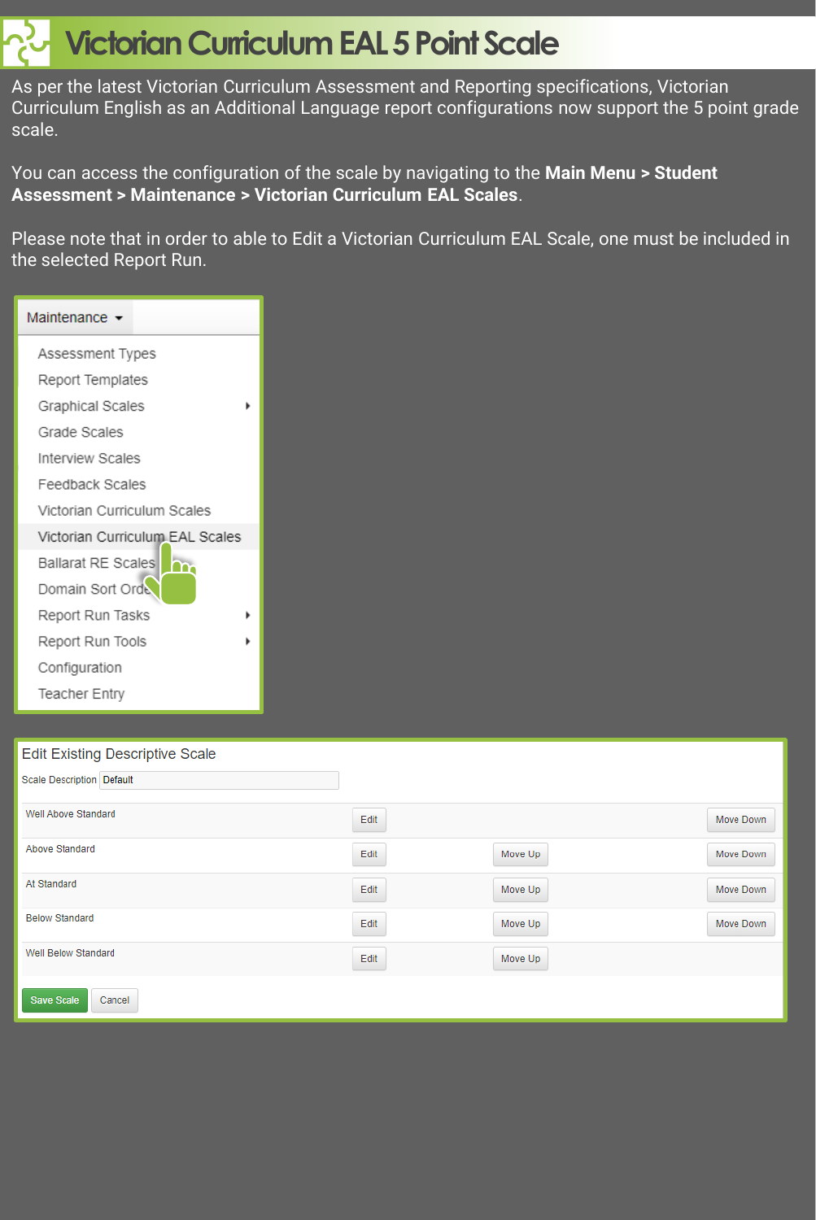# Victorian Curriculum EAL 5 Point Scale

As per the latest Victorian Curriculum Assessment and Reporting specifications, Victorian Curriculum English as an Additional Language report configurations now support the 5 point grade scale.

You can access the configuration of the scale by navigating to the **Main Menu > Student Assessment > Maintenance > Victorian Curriculum EAL Scales**.

Please note that in order to able to Edit a Victorian Curriculum EAL Scale, one must be included in the selected Report Run.

Maintenance

- Assessment Types
- Report Templates
- Graphical Scales
- Grade Scales
- Interview Scales
- Feedback Scales
- Victorian Curriculum Scales
- Victorian Curriculum EAL Scales
- Ballarat RE Scales
- Domain Sort Order
- Report Run Tasks
- Report Run Tools
- Configuration
- Teacher Entry

Edit Existing Descriptive Scale

Scale Description: Default

| | | | |
|---|---|---|---|
| Well Above Standard | Edit | | Move Down |
| Above Standard | Edit | Move Up | Move Down |
| At Standard | Edit | Move Up | Move Down |
| Below Standard | Edit | Move Up | Move Down |
| Well Below Standard | Edit | Move Up | |

Save Scale | Cancel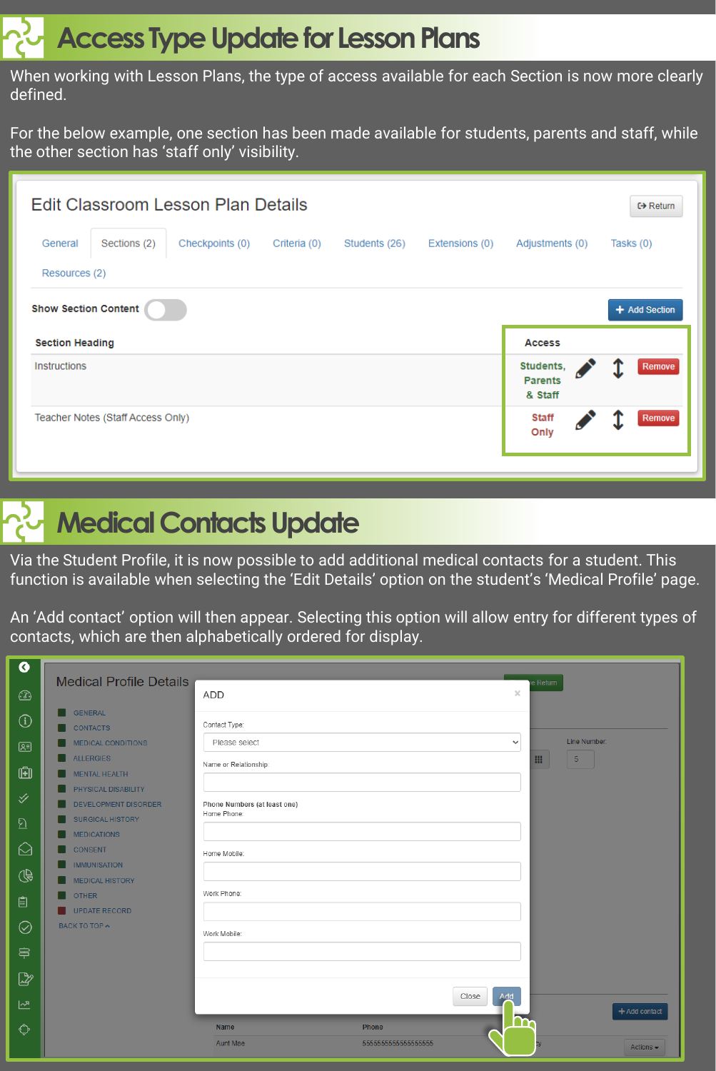# Access Type Update for Lesson Plans

When working with Lesson Plans, the type of access available for each Section is now more clearly defined.

For the below example, one section has been made available for students, parents and staff, while the other section has 'staff only' visibility.

Edit Classroom Lesson Plan Details

General | Sections (2) | Checkpoints (0) | Criteria (0) | Students (26) | Extensions (0) | Adjustments (0) | Tasks (0) | Resources (2)

Show Section Content

| Section Heading | Access |
|---|---|
| Instructions | Students, Parents & Staff |
| Teacher Notes (Staff Access Only) | Staff Only |

# Medical Contacts Update

Via the Student Profile, it is now possible to add additional medical contacts for a student. This function is available when selecting the 'Edit Details' option on the student's 'Medical Profile' page.

An 'Add contact' option will then appear. Selecting this option will allow entry for different types of contacts, which are then alphabetically ordered for display.

Medical Profile Details

ADD

Contact Type: Please select

Name or Relationship:

Phone Numbers (at least one)
Home Phone:
Home Mobile:
Work Phone:
Work Mobile:

Close | Add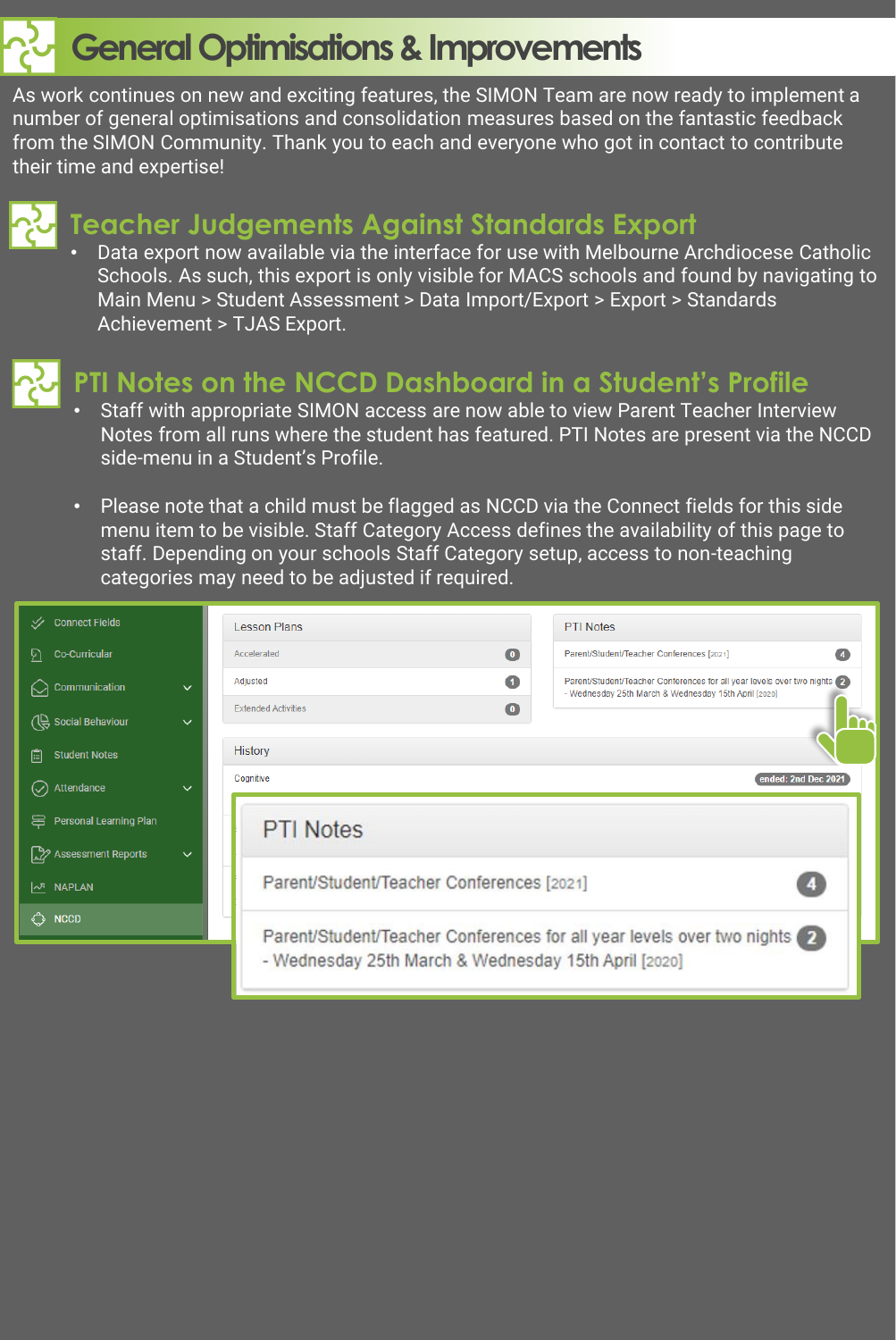# General Optimisations & Improvements

As work continues on new and exciting features, the SIMON Team are now ready to implement a number of general optimisations and consolidation measures based on the fantastic feedback from the SIMON Community. Thank you to each and everyone who got in contact to contribute their time and expertise!

## Teacher Judgements Against Standards Export

- Data export now available via the interface for use with Melbourne Archdiocese Catholic Schools. As such, this export is only visible for MACS schools and found by navigating to Main Menu > Student Assessment > Data Import/Export > Export > Standards Achievement > TJAS Export.

## PTI Notes on the NCCD Dashboard in a Student's Profile

- Staff with appropriate SIMON access are now able to view Parent Teacher Interview Notes from all runs where the student has featured. PTI Notes are present via the NCCD side-menu in a Student's Profile.

- Please note that a child must be flagged as NCCD via the Connect fields for this side menu item to be visible. Staff Category Access defines the availability of this page to staff. Depending on your schools Staff Category setup, access to non-teaching categories may need to be adjusted if required.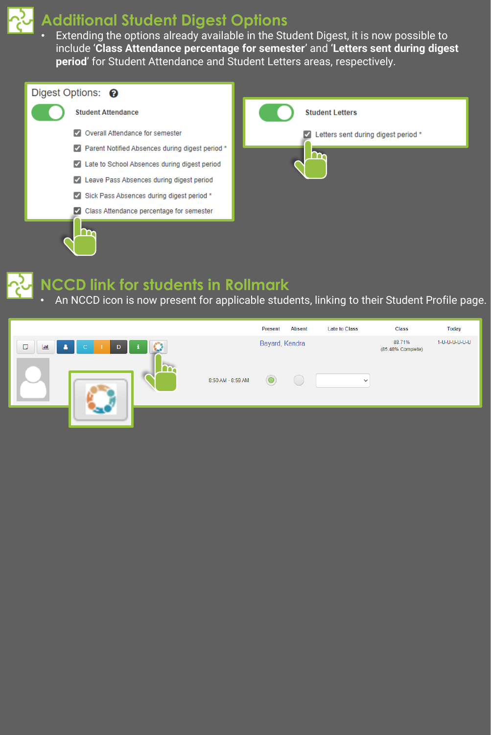## Additional Student Digest Options

- Extending the options already available in the Student Digest, it is now possible to include '**Class Attendance percentage for semester**' and '**Letters sent during digest period**' for Student Attendance and Student Letters areas, respectively.

Digest Options:

**Student Attendance**

- ☑ Overall Attendance for semester
- ☑ Parent Notified Absences during digest period *
- ☑ Late to School Absences during digest period
- ☑ Leave Pass Absences during digest period
- ☑ Sick Pass Absences during digest period *
- ☑ Class Attendance percentage for semester

**Student Letters**

- ☑ Letters sent during digest period *

## NCCD link for students in Rollmark

- An NCCD icon is now present for applicable students, linking to their Student Profile page.

| | Present | Absent | Late to Class | Class | Today |
|---|---|---|---|---|---|
| Bayard, Kendra | | | | 88.71% (85.48% Complete) | 1-U-U-U-U-U-U |
| 8:50 AM - 8:59 AM | ● | ○ | | | |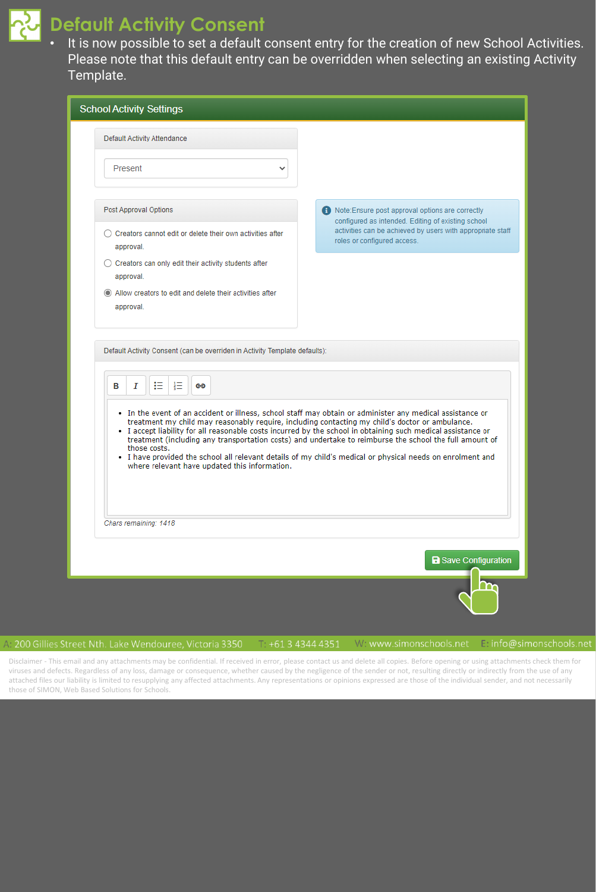# Default Activity Consent

- It is now possible to set a default consent entry for the creation of new School Activities. Please note that this default entry can be overridden when selecting an existing Activity Template.

**School Activity Settings**

Default Activity Attendance

Present

Post Approval Options

- Creators cannot edit or delete their own activities after approval.
- Creators can only edit their activity students after approval.
- Allow creators to edit and delete their activities after approval.

Note:Ensure post approval options are correctly configured as intended. Editing of existing school activities can be achieved by users with appropriate staff roles or configured access.

Default Activity Consent (can be overriden in Activity Template defaults):

- In the event of an accident or illness, school staff may obtain or administer any medical assistance or treatment my child may reasonably require, including contacting my child's doctor or ambulance.
- I accept liability for all reasonable costs incurred by the school in obtaining such medical assistance or treatment (including any transportation costs) and undertake to reimburse the school the full amount of those costs.
- I have provided the school all relevant details of my child's medical or physical needs on enrolment and where relevant have updated this information.

*Chars remaining: 1418*

Save Configuration

A: 200 Gillies Street Nth. Lake Wendouree, Victoria 3350 T: +61 3 4344 4351 W: www.simonschools.net E: info@simonschools.net

Disclaimer - This email and any attachments may be confidential. If received in error, please contact us and delete all copies. Before opening or using attachments check them for viruses and defects. Regardless of any loss, damage or consequence, whether caused by the negligence of the sender or not, resulting directly or indirectly from the use of any attached files our liability is limited to resupplying any affected attachments. Any representations or opinions expressed are those of the individual sender, and not necessarily those of SIMON, Web Based Solutions for Schools.